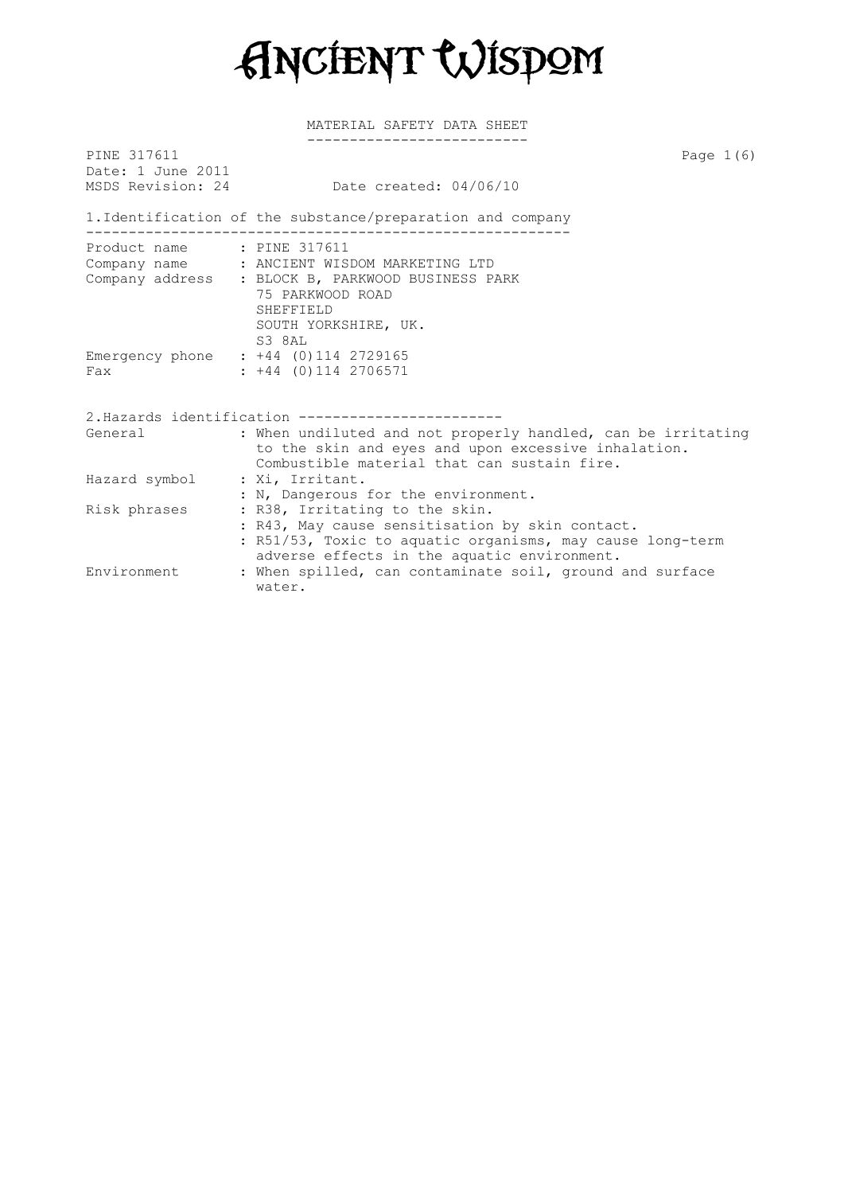# ANCIENT WISDOM

## MATERIAL SAFETY DATA SHEET

PINE 317611
Date: 1 June 2011
MSDS Revision: 24 Date created: 04/06/10

## 1.Identification of the substance/preparation and company

| | |
|---|---|
| Product name | : PINE 317611 |
| Company name | : ANCIENT WISDOM MARKETING LTD |
| Company address | : BLOCK B, PARKWOOD BUSINESS PARK<br>75 PARKWOOD ROAD<br>SHEFFIELD<br>SOUTH YORKSHIRE, UK.<br>S3 8AL |
| Emergency phone | : +44 (0)114 2729165 |
| Fax | : +44 (0)114 2706571 |

## 2.Hazards identification

| | |
|---|---|
| General | : When undiluted and not properly handled, can be irritating to the skin and eyes and upon excessive inhalation. Combustible material that can sustain fire. |
| Hazard symbol | : Xi, Irritant.<br>: N, Dangerous for the environment. |
| Risk phrases | : R38, Irritating to the skin.<br>: R43, May cause sensitisation by skin contact.<br>: R51/53, Toxic to aquatic organisms, may cause long-term adverse effects in the aquatic environment. |
| Environment | : When spilled, can contaminate soil, ground and surface water. |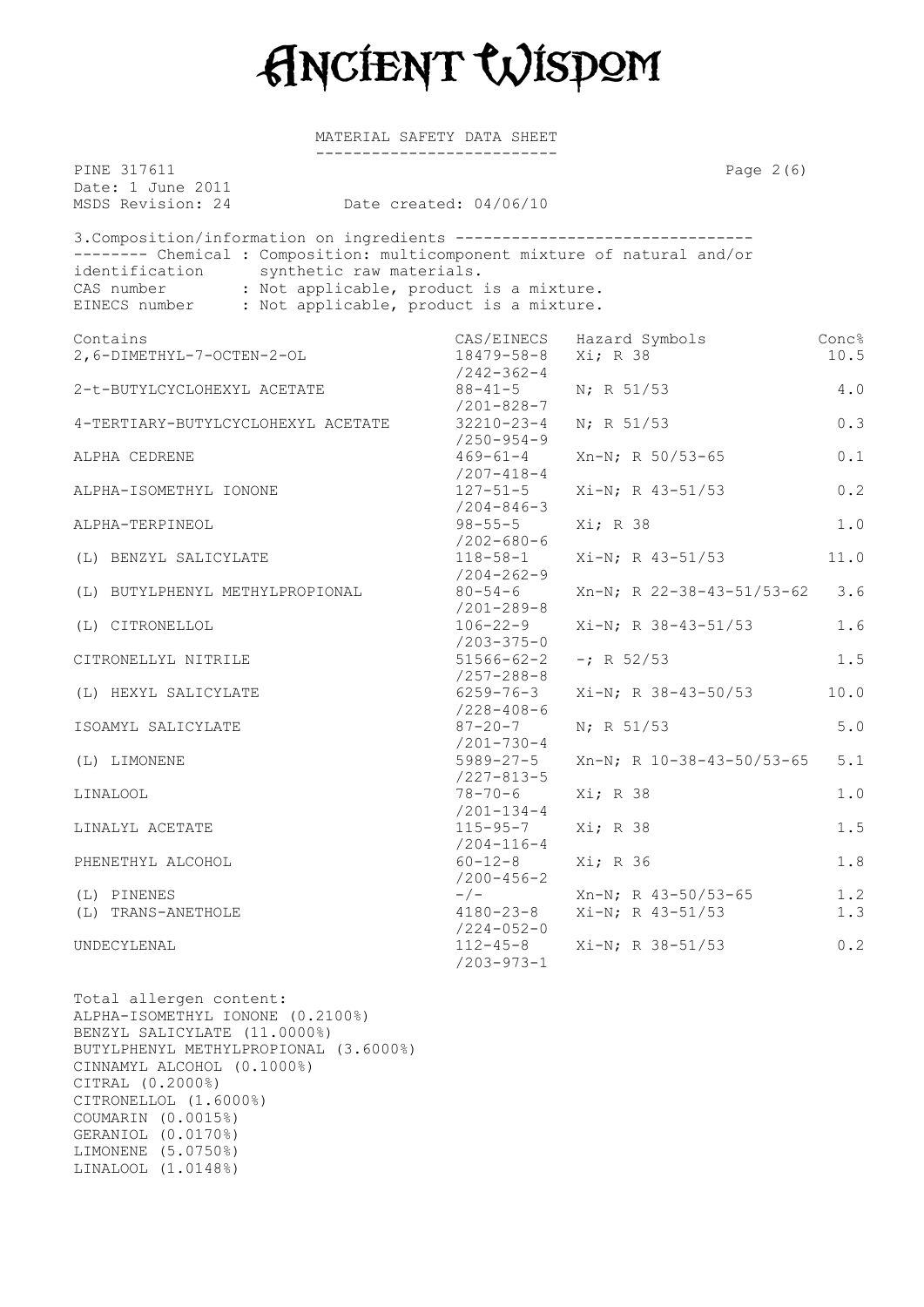# Ancient Wisdom

MATERIAL SAFETY DATA SHEET

PINE 317611

Date: 1 June 2011

MSDS Revision: 24 Date created: 04/06/10

## 3.Composition/information on ingredients

Chemical identification : Composition: multicomponent mixture of natural and/or synthetic raw materials.

CAS number : Not applicable, product is a mixture.

EINECS number : Not applicable, product is a mixture.

| Contains | CAS/EINECS | Hazard Symbols | Conc% |
|---|---|---|---|
| 2,6-DIMETHYL-7-OCTEN-2-OL | 18479-58-8 /242-362-4 | Xi; R 38 | 10.5 |
| 2-t-BUTYLCYCLOHEXYL ACETATE | 88-41-5 /201-828-7 | N; R 51/53 | 4.0 |
| 4-TERTIARY-BUTYLCYCLOHEXYL ACETATE | 32210-23-4 /250-954-9 | N; R 51/53 | 0.3 |
| ALPHA CEDRENE | 469-61-4 /207-418-4 | Xn-N; R 50/53-65 | 0.1 |
| ALPHA-ISOMETHYL IONONE | 127-51-5 /204-846-3 | Xi-N; R 43-51/53 | 0.2 |
| ALPHA-TERPINEOL | 98-55-5 /202-680-6 | Xi; R 38 | 1.0 |
| (L) BENZYL SALICYLATE | 118-58-1 /204-262-9 | Xi-N; R 43-51/53 | 11.0 |
| (L) BUTYLPHENYL METHYLPROPIONAL | 80-54-6 /201-289-8 | Xn-N; R 22-38-43-51/53-62 | 3.6 |
| (L) CITRONELLOL | 106-22-9 /203-375-0 | Xi-N; R 38-43-51/53 | 1.6 |
| CITRONELLYL NITRILE | 51566-62-2 /257-288-8 | -; R 52/53 | 1.5 |
| (L) HEXYL SALICYLATE | 6259-76-3 /228-408-6 | Xi-N; R 38-43-50/53 | 10.0 |
| ISOAMYL SALICYLATE | 87-20-7 /201-730-4 | N; R 51/53 | 5.0 |
| (L) LIMONENE | 5989-27-5 /227-813-5 | Xn-N; R 10-38-43-50/53-65 | 5.1 |
| LINALOOL | 78-70-6 /201-134-4 | Xi; R 38 | 1.0 |
| LINALYL ACETATE | 115-95-7 /204-116-4 | Xi; R 38 | 1.5 |
| PHENETHYL ALCOHOL | 60-12-8 /200-456-2 | Xi; R 36 | 1.8 |
| (L) PINENES | -/- | Xn-N; R 43-50/53-65 | 1.2 |
| (L) TRANS-ANETHOLE | 4180-23-8 /224-052-0 | Xi-N; R 43-51/53 | 1.3 |
| UNDECYLENAL | 112-45-8 /203-973-1 | Xi-N; R 38-51/53 | 0.2 |

Total allergen content:

ALPHA-ISOMETHYL IONONE (0.2100%)
BENZYL SALICYLATE (11.0000%)
BUTYLPHENYL METHYLPROPIONAL (3.6000%)
CINNAMYL ALCOHOL (0.1000%)
CITRAL (0.2000%)
CITRONELLOL (1.6000%)
COUMARIN (0.0015%)
GERANIOL (0.0170%)
LIMONENE (5.0750%)
LINALOOL (1.0148%)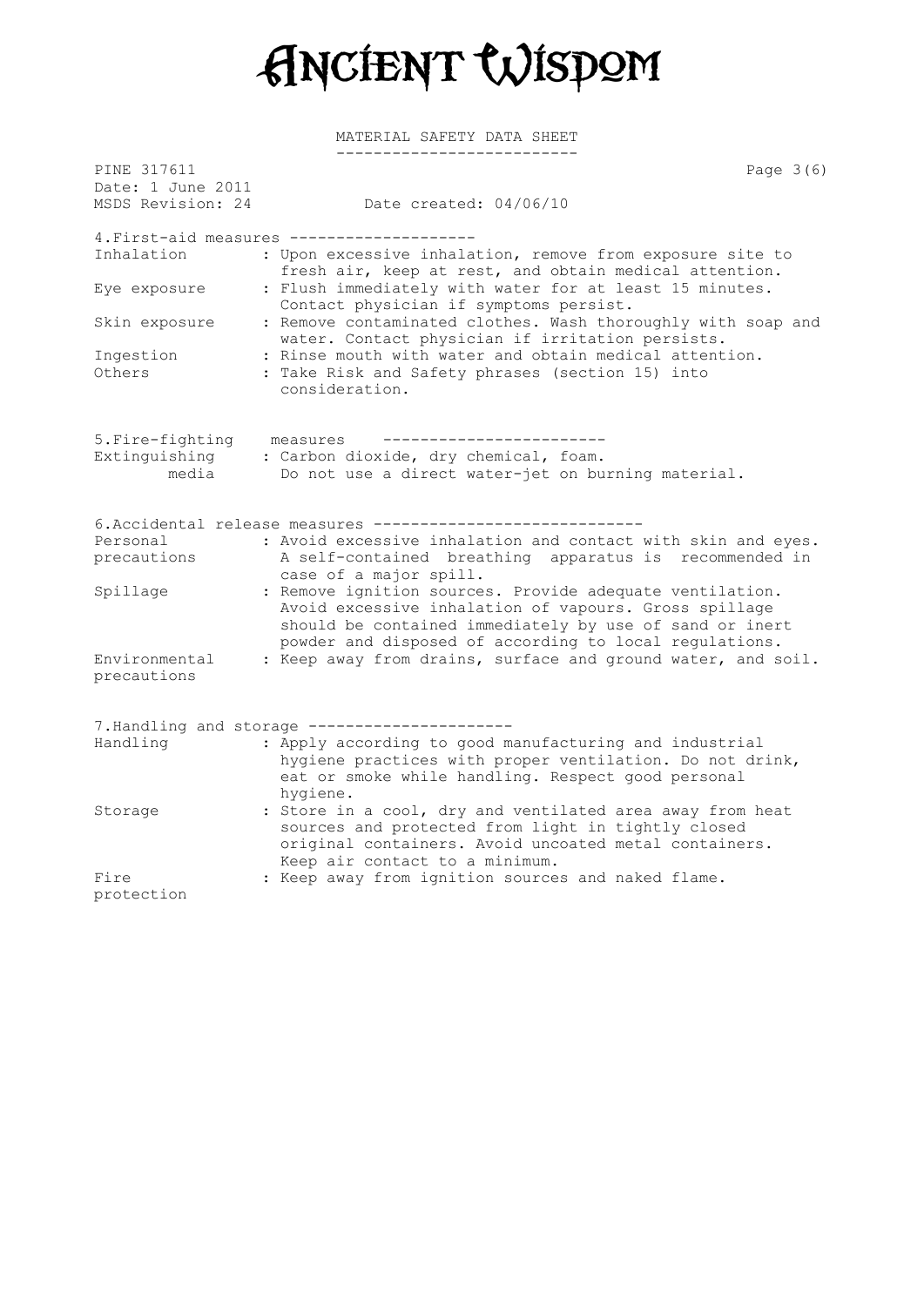# Ancient Wisdom

MATERIAL SAFETY DATA SHEET

PINE 317611
Date: 1 June 2011
MSDS Revision: 24 Date created: 04/06/10

## 4. First-aid measures

| | |
|---|---|
| Inhalation | : Upon excessive inhalation, remove from exposure site to fresh air, keep at rest, and obtain medical attention. |
| Eye exposure | : Flush immediately with water for at least 15 minutes. Contact physician if symptoms persist. |
| Skin exposure | : Remove contaminated clothes. Wash thoroughly with soap and water. Contact physician if irritation persists. |
| Ingestion | : Rinse mouth with water and obtain medical attention. |
| Others | : Take Risk and Safety phrases (section 15) into consideration. |

## 5. Fire-fighting measures

| | |
|---|---|
| Extinguishing media | : Carbon dioxide, dry chemical, foam. Do not use a direct water-jet on burning material. |

## 6. Accidental release measures

| | |
|---|---|
| Personal precautions | : Avoid excessive inhalation and contact with skin and eyes. A self-contained breathing apparatus is recommended in case of a major spill. |
| Spillage | : Remove ignition sources. Provide adequate ventilation. Avoid excessive inhalation of vapours. Gross spillage should be contained immediately by use of sand or inert powder and disposed of according to local regulations. |
| Environmental precautions | : Keep away from drains, surface and ground water, and soil. |

## 7. Handling and storage

| | |
|---|---|
| Handling | : Apply according to good manufacturing and industrial hygiene practices with proper ventilation. Do not drink, eat or smoke while handling. Respect good personal hygiene. |
| Storage | : Store in a cool, dry and ventilated area away from heat sources and protected from light in tightly closed original containers. Avoid uncoated metal containers. Keep air contact to a minimum. |
| Fire protection | : Keep away from ignition sources and naked flame. |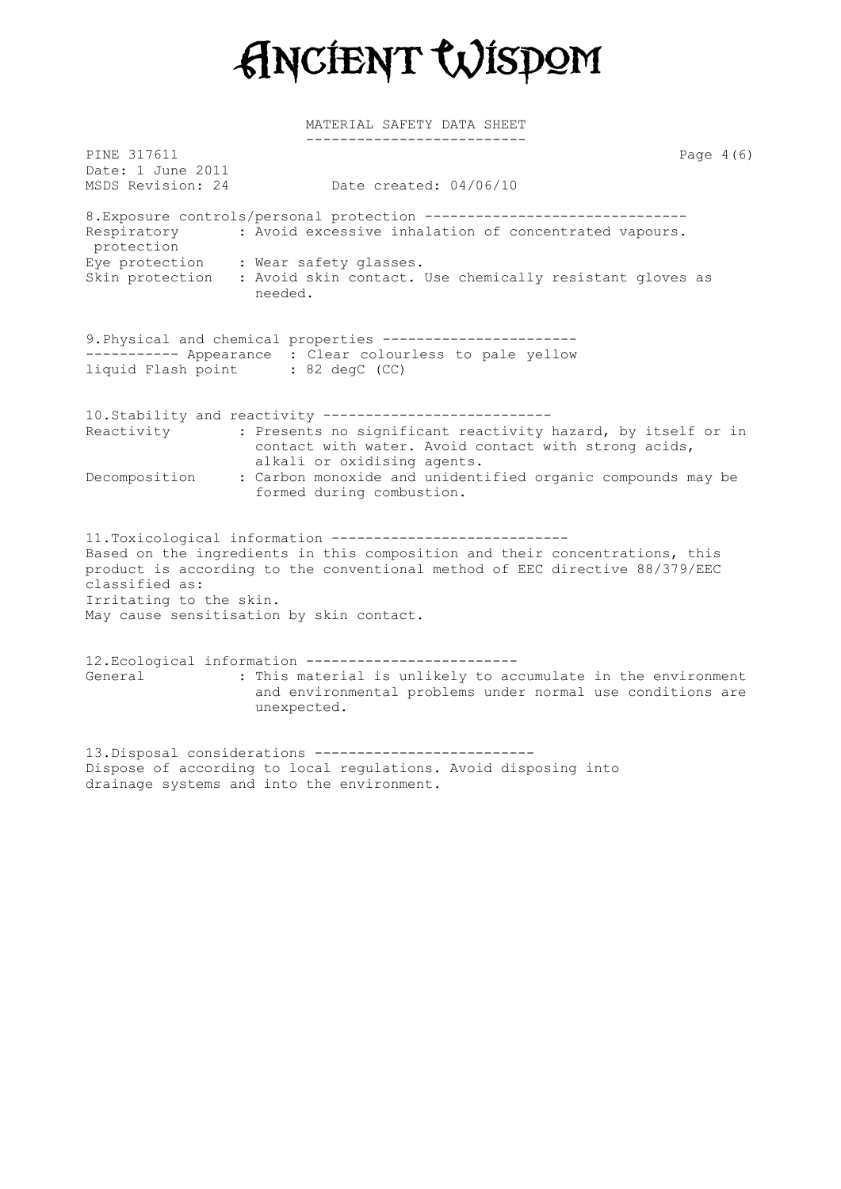# Ancient Wisdom

MATERIAL SAFETY DATA SHEET

PINE 317611
Date: 1 June 2011
MSDS Revision: 24 Date created: 04/06/10

## 8.Exposure controls/personal protection

Respiratory protection : Avoid excessive inhalation of concentrated vapours.
Eye protection : Wear safety glasses.
Skin protection : Avoid skin contact. Use chemically resistant gloves as needed.

## 9.Physical and chemical properties

Appearance : Clear colourless to pale yellow liquid
Flash point : 82 degC (CC)

## 10.Stability and reactivity

Reactivity : Presents no significant reactivity hazard, by itself or in contact with water. Avoid contact with strong acids, alkali or oxidising agents.
Decomposition : Carbon monoxide and unidentified organic compounds may be formed during combustion.

## 11.Toxicological information

Based on the ingredients in this composition and their concentrations, this product is according to the conventional method of EEC directive 88/379/EEC classified as:
Irritating to the skin.
May cause sensitisation by skin contact.

## 12.Ecological information

General : This material is unlikely to accumulate in the environment and environmental problems under normal use conditions are unexpected.

## 13.Disposal considerations

Dispose of according to local regulations. Avoid disposing into drainage systems and into the environment.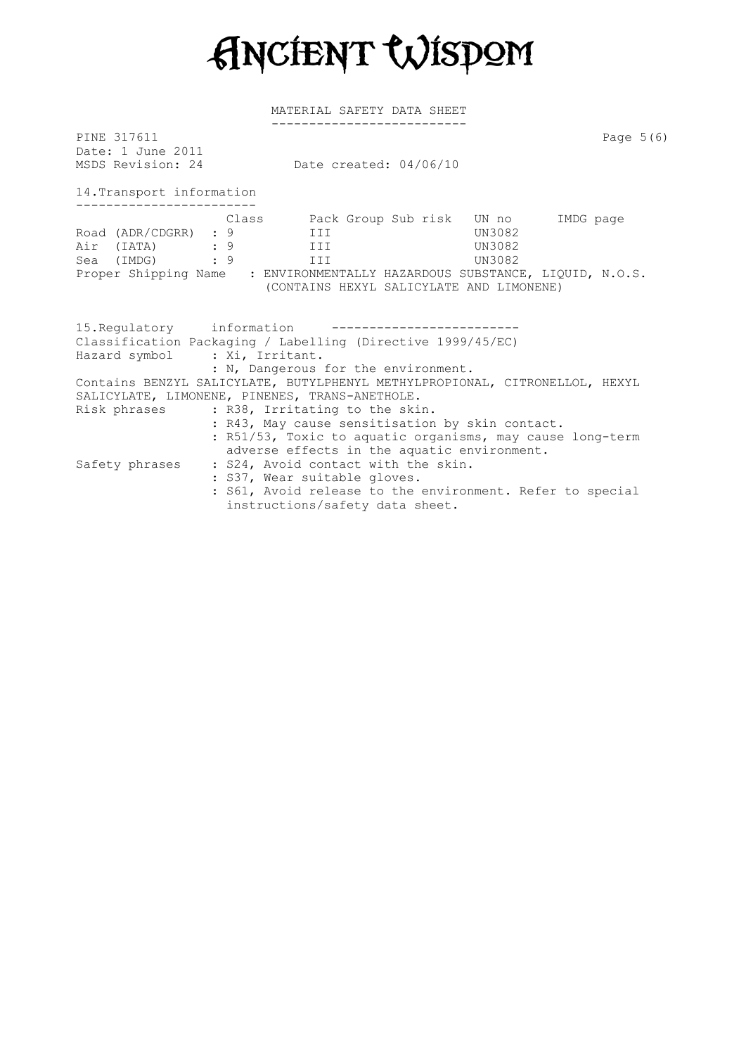# Ancient Wisdom

MATERIAL SAFETY DATA SHEET

PINE 317611
Date: 1 June 2011
MSDS Revision: 24 Date created: 04/06/10

## 14.Transport information

| | Class | Pack Group | Sub risk | UN no | IMDG page |
|---|---|---|---|---|---|
| Road (ADR/CDGRR) | : 9 | III | | UN3082 | |
| Air (IATA) | : 9 | III | | UN3082 | |
| Sea (IMDG) | : 9 | III | | UN3082 | |

Proper Shipping Name : ENVIRONMENTALLY HAZARDOUS SUBSTANCE, LIQUID, N.O.S. (CONTAINS HEXYL SALICYLATE AND LIMONENE)

## 15.Regulatory information

Classification Packaging / Labelling (Directive 1999/45/EC)

Hazard symbol : Xi, Irritant.
: N, Dangerous for the environment.

Contains BENZYL SALICYLATE, BUTYLPHENYL METHYLPROPIONAL, CITRONELLOL, HEXYL SALICYLATE, LIMONENE, PINENES, TRANS-ANETHOLE.

Risk phrases : R38, Irritating to the skin.
: R43, May cause sensitisation by skin contact.
: R51/53, Toxic to aquatic organisms, may cause long-term adverse effects in the aquatic environment.

Safety phrases : S24, Avoid contact with the skin.
: S37, Wear suitable gloves.
: S61, Avoid release to the environment. Refer to special instructions/safety data sheet.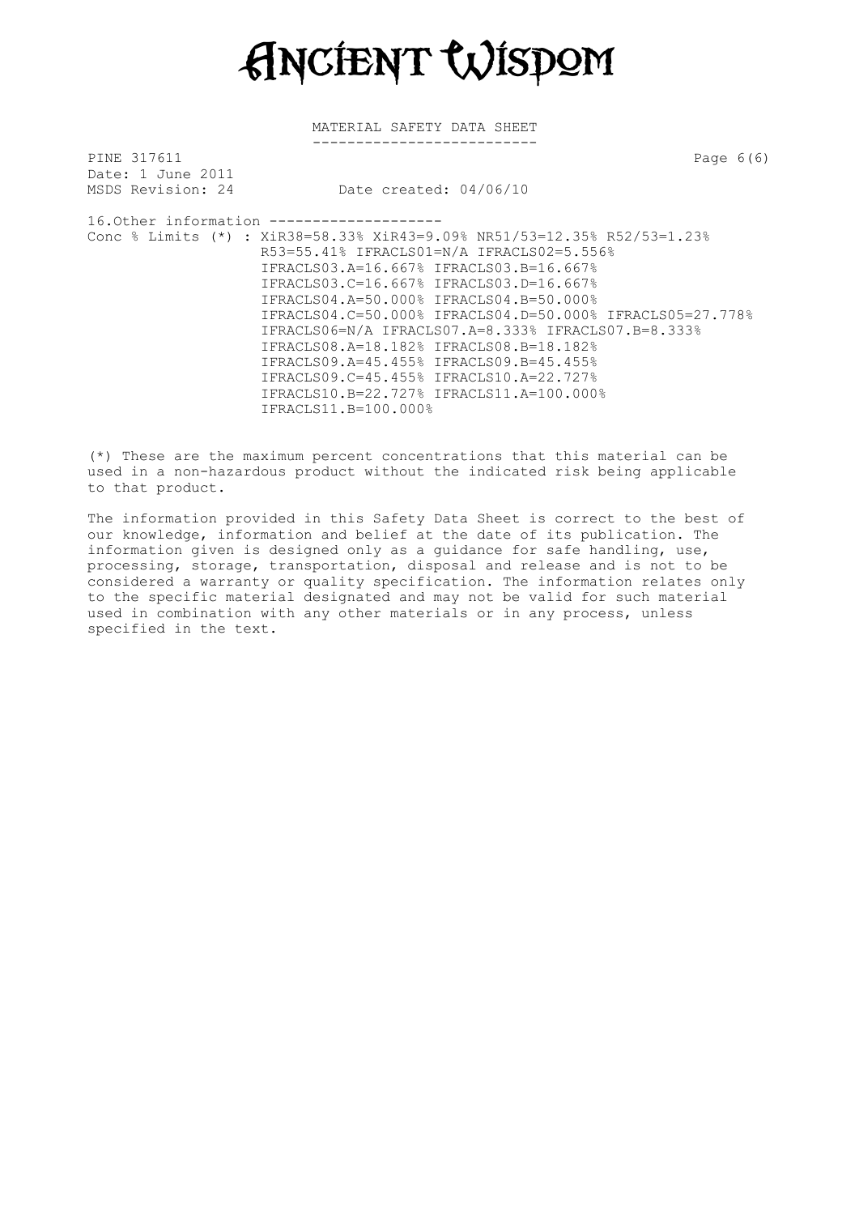# Ancient Wisdom

MATERIAL SAFETY DATA SHEET

PINE 317611
Date: 1 June 2011
MSDS Revision: 24 Date created: 04/06/10

## 16.Other information

Conc % Limits (*) : XiR38=58.33% XiR43=9.09% NR51/53=12.35% R52/53=1.23% R53=55.41% IFRACLS01=N/A IFRACLS02=5.556% IFRACLS03.A=16.667% IFRACLS03.B=16.667% IFRACLS03.C=16.667% IFRACLS03.D=16.667% IFRACLS04.A=50.000% IFRACLS04.B=50.000% IFRACLS04.C=50.000% IFRACLS04.D=50.000% IFRACLS05=27.778% IFRACLS06=N/A IFRACLS07.A=8.333% IFRACLS07.B=8.333% IFRACLS08.A=18.182% IFRACLS08.B=18.182% IFRACLS09.A=45.455% IFRACLS09.B=45.455% IFRACLS09.C=45.455% IFRACLS10.A=22.727% IFRACLS10.B=22.727% IFRACLS11.A=100.000% IFRACLS11.B=100.000%

(*) These are the maximum percent concentrations that this material can be used in a non-hazardous product without the indicated risk being applicable to that product.

The information provided in this Safety Data Sheet is correct to the best of our knowledge, information and belief at the date of its publication. The information given is designed only as a guidance for safe handling, use, processing, storage, transportation, disposal and release and is not to be considered a warranty or quality specification. The information relates only to the specific material designated and may not be valid for such material used in combination with any other materials or in any process, unless specified in the text.